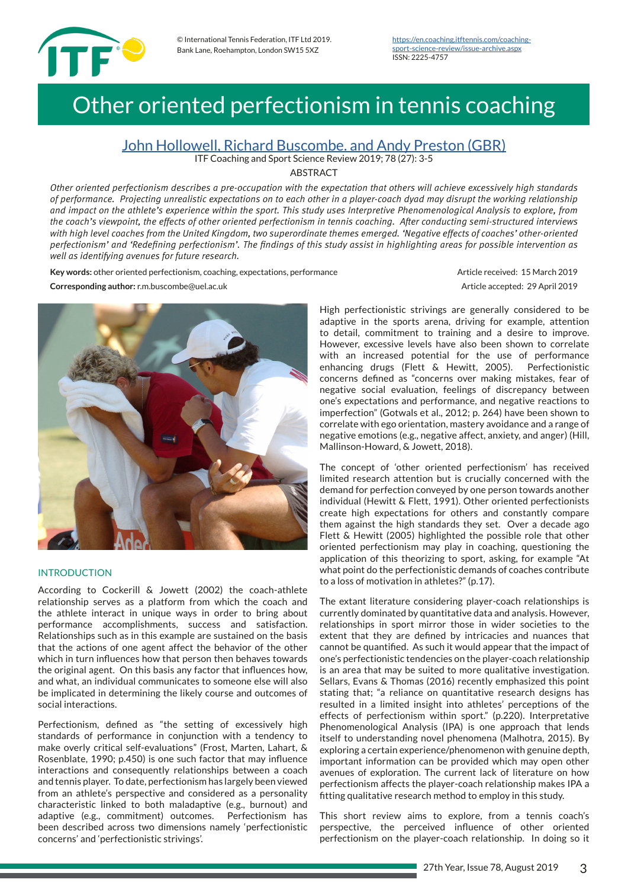© International Tennis Federation, ITF Ltd 2019.
Bank Lane, Roehampton, London SW15 5XZ

https://en.coaching.itftennis.com/coaching-sport-science-review/issue-archive.aspx
ISSN: 2225-4757

# Other oriented perfectionism in tennis coaching

## John Hollowell, Richard Buscombe, and Andy Preston (GBR)

ITF Coaching and Sport Science Review 2019; 78 (27): 3-5

ABSTRACT

*Other oriented perfectionism describes a pre-occupation with the expectation that others will achieve excessively high standards of performance. Projecting unrealistic expectations on to each other in a player-coach dyad may disrupt the working relationship and impact on the athlete's experience within the sport. This study uses Interpretive Phenomenological Analysis to explore, from the coach's viewpoint, the effects of other oriented perfectionism in tennis coaching. After conducting semi-structured interviews with high level coaches from the United Kingdom, two superordinate themes emerged. 'Negative effects of coaches' other-oriented perfectionism' and 'Redefining perfectionism'. The findings of this study assist in highlighting areas for possible intervention as well as identifying avenues for future research.*

**Key words:** other oriented perfectionism, coaching, expectations, performance

**Corresponding author:** r.m.buscombe@uel.ac.uk

Article received: 15 March 2019

Article accepted: 29 April 2019

### INTRODUCTION

According to Cockerill & Jowett (2002) the coach-athlete relationship serves as a platform from which the coach and the athlete interact in unique ways in order to bring about performance accomplishments, success and satisfaction. Relationships such as in this example are sustained on the basis that the actions of one agent affect the behavior of the other which in turn influences how that person then behaves towards the original agent. On this basis any factor that influences how, and what, an individual communicates to someone else will also be implicated in determining the likely course and outcomes of social interactions.

Perfectionism, defined as "the setting of excessively high standards of performance in conjunction with a tendency to make overly critical self-evaluations" (Frost, Marten, Lahart, & Rosenblate, 1990; p.450) is one such factor that may influence interactions and consequently relationships between a coach and tennis player. To date, perfectionism has largely been viewed from an athlete's perspective and considered as a personality characteristic linked to both maladaptive (e.g., burnout) and adaptive (e.g., commitment) outcomes. Perfectionism has been described across two dimensions namely 'perfectionistic concerns' and 'perfectionistic strivings'.

High perfectionistic strivings are generally considered to be adaptive in the sports arena, driving for example, attention to detail, commitment to training and a desire to improve. However, excessive levels have also been shown to correlate with an increased potential for the use of performance enhancing drugs (Flett & Hewitt, 2005). Perfectionistic concerns defined as "concerns over making mistakes, fear of negative social evaluation, feelings of discrepancy between one's expectations and performance, and negative reactions to imperfection" (Gotwals et al., 2012; p. 264) have been shown to correlate with ego orientation, mastery avoidance and a range of negative emotions (e.g., negative affect, anxiety, and anger) (Hill, Mallinson-Howard, & Jowett, 2018).

The concept of 'other oriented perfectionism' has received limited research attention but is crucially concerned with the demand for perfection conveyed by one person towards another individual (Hewitt & Flett, 1991). Other oriented perfectionists create high expectations for others and constantly compare them against the high standards they set. Over a decade ago Flett & Hewitt (2005) highlighted the possible role that other oriented perfectionism may play in coaching, questioning the application of this theorizing to sport, asking, for example "At what point do the perfectionistic demands of coaches contribute to a loss of motivation in athletes?" (p.17).

The extant literature considering player-coach relationships is currently dominated by quantitative data and analysis. However, relationships in sport mirror those in wider societies to the extent that they are defined by intricacies and nuances that cannot be quantified. As such it would appear that the impact of one's perfectionistic tendencies on the player-coach relationship is an area that may be suited to more qualitative investigation. Sellars, Evans & Thomas (2016) recently emphasized this point stating that; "a reliance on quantitative research designs has resulted in a limited insight into athletes' perceptions of the effects of perfectionism within sport." (p.220). Interpretative Phenomenological Analysis (IPA) is one approach that lends itself to understanding novel phenomena (Malhotra, 2015). By exploring a certain experience/phenomenon with genuine depth, important information can be provided which may open other avenues of exploration. The current lack of literature on how perfectionism affects the player-coach relationship makes IPA a fitting qualitative research method to employ in this study.

This short review aims to explore, from a tennis coach's perspective, the perceived influence of other oriented perfectionism on the player-coach relationship. In doing so it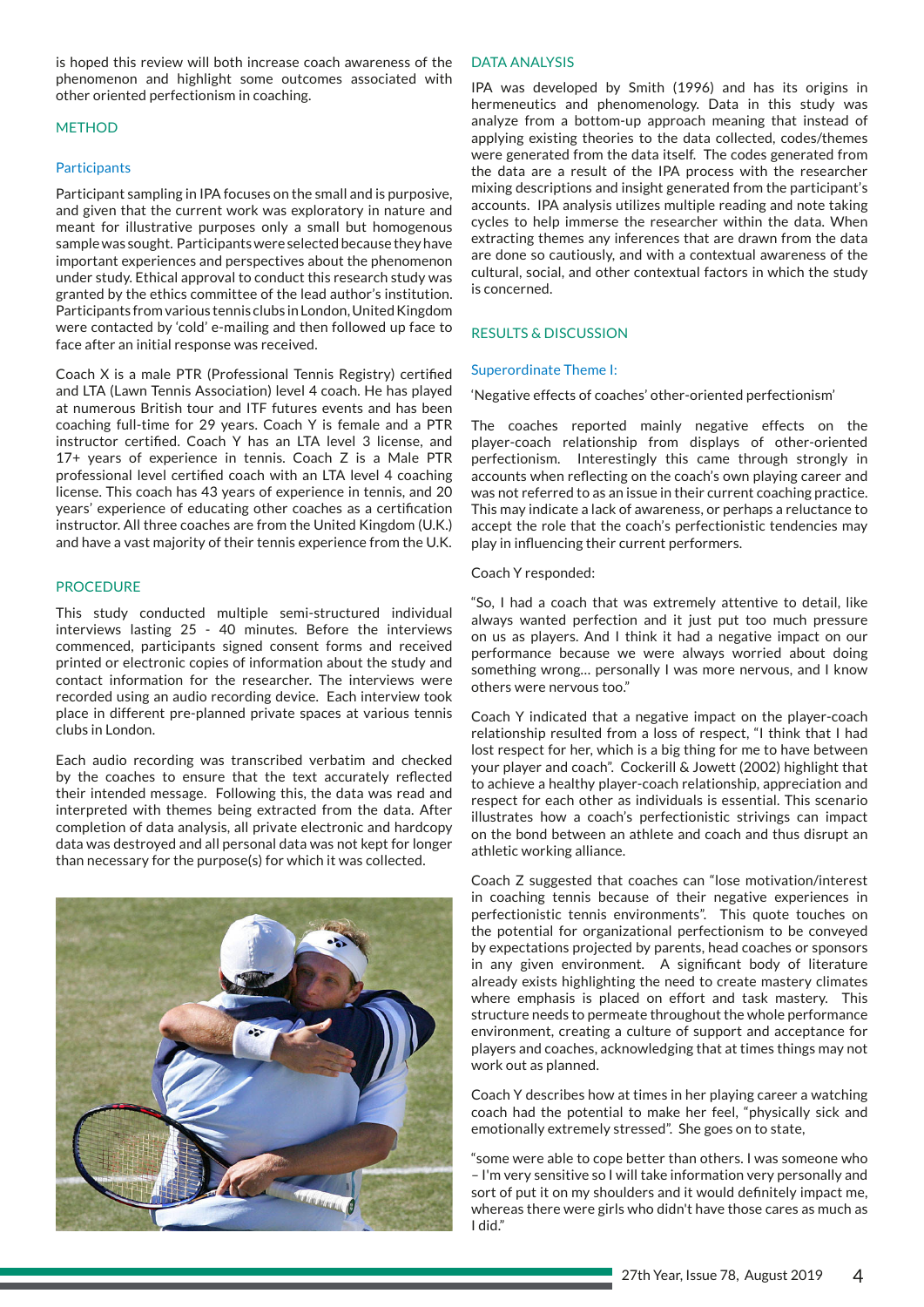is hoped this review will both increase coach awareness of the phenomenon and highlight some outcomes associated with other oriented perfectionism in coaching.

## METHOD

### Participants

Participant sampling in IPA focuses on the small and is purposive, and given that the current work was exploratory in nature and meant for illustrative purposes only a small but homogenous sample was sought. Participants were selected because they have important experiences and perspectives about the phenomenon under study. Ethical approval to conduct this research study was granted by the ethics committee of the lead author's institution. Participants from various tennis clubs in London, United Kingdom were contacted by 'cold' e-mailing and then followed up face to face after an initial response was received.

Coach X is a male PTR (Professional Tennis Registry) certified and LTA (Lawn Tennis Association) level 4 coach. He has played at numerous British tour and ITF futures events and has been coaching full-time for 29 years. Coach Y is female and a PTR instructor certified. Coach Y has an LTA level 3 license, and 17+ years of experience in tennis. Coach Z is a Male PTR professional level certified coach with an LTA level 4 coaching license. This coach has 43 years of experience in tennis, and 20 years' experience of educating other coaches as a certification instructor. All three coaches are from the United Kingdom (U.K.) and have a vast majority of their tennis experience from the U.K.

## PROCEDURE

This study conducted multiple semi-structured individual interviews lasting 25 - 40 minutes. Before the interviews commenced, participants signed consent forms and received printed or electronic copies of information about the study and contact information for the researcher. The interviews were recorded using an audio recording device. Each interview took place in different pre-planned private spaces at various tennis clubs in London.

Each audio recording was transcribed verbatim and checked by the coaches to ensure that the text accurately reflected their intended message. Following this, the data was read and interpreted with themes being extracted from the data. After completion of data analysis, all private electronic and hardcopy data was destroyed and all personal data was not kept for longer than necessary for the purpose(s) for which it was collected.

## DATA ANALYSIS

IPA was developed by Smith (1996) and has its origins in hermeneutics and phenomenology. Data in this study was analyze from a bottom-up approach meaning that instead of applying existing theories to the data collected, codes/themes were generated from the data itself. The codes generated from the data are a result of the IPA process with the researcher mixing descriptions and insight generated from the participant's accounts. IPA analysis utilizes multiple reading and note taking cycles to help immerse the researcher within the data. When extracting themes any inferences that are drawn from the data are done so cautiously, and with a contextual awareness of the cultural, social, and other contextual factors in which the study is concerned.

## RESULTS & DISCUSSION

### Superordinate Theme I:

'Negative effects of coaches' other-oriented perfectionism'

The coaches reported mainly negative effects on the player-coach relationship from displays of other-oriented perfectionism. Interestingly this came through strongly in accounts when reflecting on the coach's own playing career and was not referred to as an issue in their current coaching practice. This may indicate a lack of awareness, or perhaps a reluctance to accept the role that the coach's perfectionistic tendencies may play in influencing their current performers.

Coach Y responded:

"So, I had a coach that was extremely attentive to detail, like always wanted perfection and it just put too much pressure on us as players. And I think it had a negative impact on our performance because we were always worried about doing something wrong… personally I was more nervous, and I know others were nervous too."

Coach Y indicated that a negative impact on the player-coach relationship resulted from a loss of respect, "I think that I had lost respect for her, which is a big thing for me to have between your player and coach". Cockerill & Jowett (2002) highlight that to achieve a healthy player-coach relationship, appreciation and respect for each other as individuals is essential. This scenario illustrates how a coach's perfectionistic strivings can impact on the bond between an athlete and coach and thus disrupt an athletic working alliance.

Coach Z suggested that coaches can "lose motivation/interest in coaching tennis because of their negative experiences in perfectionistic tennis environments". This quote touches on the potential for organizational perfectionism to be conveyed by expectations projected by parents, head coaches or sponsors in any given environment. A significant body of literature already exists highlighting the need to create mastery climates where emphasis is placed on effort and task mastery. This structure needs to permeate throughout the whole performance environment, creating a culture of support and acceptance for players and coaches, acknowledging that at times things may not work out as planned.

Coach Y describes how at times in her playing career a watching coach had the potential to make her feel, "physically sick and emotionally extremely stressed". She goes on to state,

"some were able to cope better than others. I was someone who – I'm very sensitive so I will take information very personally and sort of put it on my shoulders and it would definitely impact me, whereas there were girls who didn't have those cares as much as I did."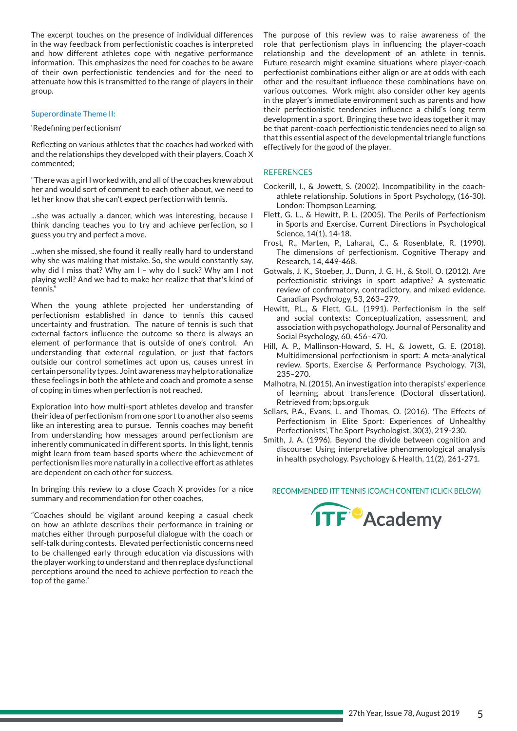The excerpt touches on the presence of individual differences in the way feedback from perfectionistic coaches is interpreted and how different athletes cope with negative performance information. This emphasizes the need for coaches to be aware of their own perfectionistic tendencies and for the need to attenuate how this is transmitted to the range of players in their group.

## Superordinate Theme II:

'Redefining perfectionism'

Reflecting on various athletes that the coaches had worked with and the relationships they developed with their players, Coach X commented;

"There was a girl I worked with, and all of the coaches knew about her and would sort of comment to each other about, we need to let her know that she can't expect perfection with tennis.

...she was actually a dancer, which was interesting, because I think dancing teaches you to try and achieve perfection, so I guess you try and perfect a move.

...when she missed, she found it really really hard to understand why she was making that mistake. So, she would constantly say, why did I miss that? Why am I – why do I suck? Why am I not playing well? And we had to make her realize that that's kind of tennis."

When the young athlete projected her understanding of perfectionism established in dance to tennis this caused uncertainty and frustration. The nature of tennis is such that external factors influence the outcome so there is always an element of performance that is outside of one's control. An understanding that external regulation, or just that factors outside our control sometimes act upon us, causes unrest in certain personality types. Joint awareness may help to rationalize these feelings in both the athlete and coach and promote a sense of coping in times when perfection is not reached.

Exploration into how multi-sport athletes develop and transfer their idea of perfectionism from one sport to another also seems like an interesting area to pursue. Tennis coaches may benefit from understanding how messages around perfectionism are inherently communicated in different sports. In this light, tennis might learn from team based sports where the achievement of perfectionism lies more naturally in a collective effort as athletes are dependent on each other for success.

In bringing this review to a close Coach X provides for a nice summary and recommendation for other coaches,

"Coaches should be vigilant around keeping a casual check on how an athlete describes their performance in training or matches either through purposeful dialogue with the coach or self-talk during contests. Elevated perfectionistic concerns need to be challenged early through education via discussions with the player working to understand and then replace dysfunctional perceptions around the need to achieve perfection to reach the top of the game."

The purpose of this review was to raise awareness of the role that perfectionism plays in influencing the player-coach relationship and the development of an athlete in tennis. Future research might examine situations where player-coach perfectionist combinations either align or are at odds with each other and the resultant influence these combinations have on various outcomes. Work might also consider other key agents in the player's immediate environment such as parents and how their perfectionistic tendencies influence a child's long term development in a sport. Bringing these two ideas together it may be that parent-coach perfectionistic tendencies need to align so that this essential aspect of the developmental triangle functions effectively for the good of the player.

## REFERENCES

Cockerill, I., & Jowett, S. (2002). Incompatibility in the coach-athlete relationship. Solutions in Sport Psychology, (16-30). London: Thompson Learning.

Flett, G. L., & Hewitt, P. L. (2005). The Perils of Perfectionism in Sports and Exercise. Current Directions in Psychological Science, 14(1), 14-18.

Frost, R., Marten, P., Laharat, C., & Rosenblate, R. (1990). The dimensions of perfectionism. Cognitive Therapy and Research, 14, 449-468.

Gotwals, J. K., Stoeber, J., Dunn, J. G. H., & Stoll, O. (2012). Are perfectionistic strivings in sport adaptive? A systematic review of confirmatory, contradictory, and mixed evidence. Canadian Psychology, 53, 263–279.

Hewitt, P.L., & Flett, G.L. (1991). Perfectionism in the self and social contexts: Conceptualization, assessment, and association with psychopathology. Journal of Personality and Social Psychology, 60, 456–470.

Hill, A. P., Mallinson-Howard, S. H., & Jowett, G. E. (2018). Multidimensional perfectionism in sport: A meta-analytical review. Sports, Exercise & Performance Psychology, 7(3), 235–270.

Malhotra, N. (2015). An investigation into therapists' experience of learning about transference (Doctoral dissertation). Retrieved from; bps.org.uk

Sellars, P.A., Evans, L. and Thomas, O. (2016). 'The Effects of Perfectionism in Elite Sport: Experiences of Unhealthy Perfectionists', The Sport Psychologist, 30(3), 219-230.

Smith, J. A. (1996). Beyond the divide between cognition and discourse: Using interpretative phenomenological analysis in health psychology. Psychology & Health, 11(2), 261-271.

RECOMMENDED ITF TENNIS ICOACH CONTENT (CLICK BELOW)

ITF Academy